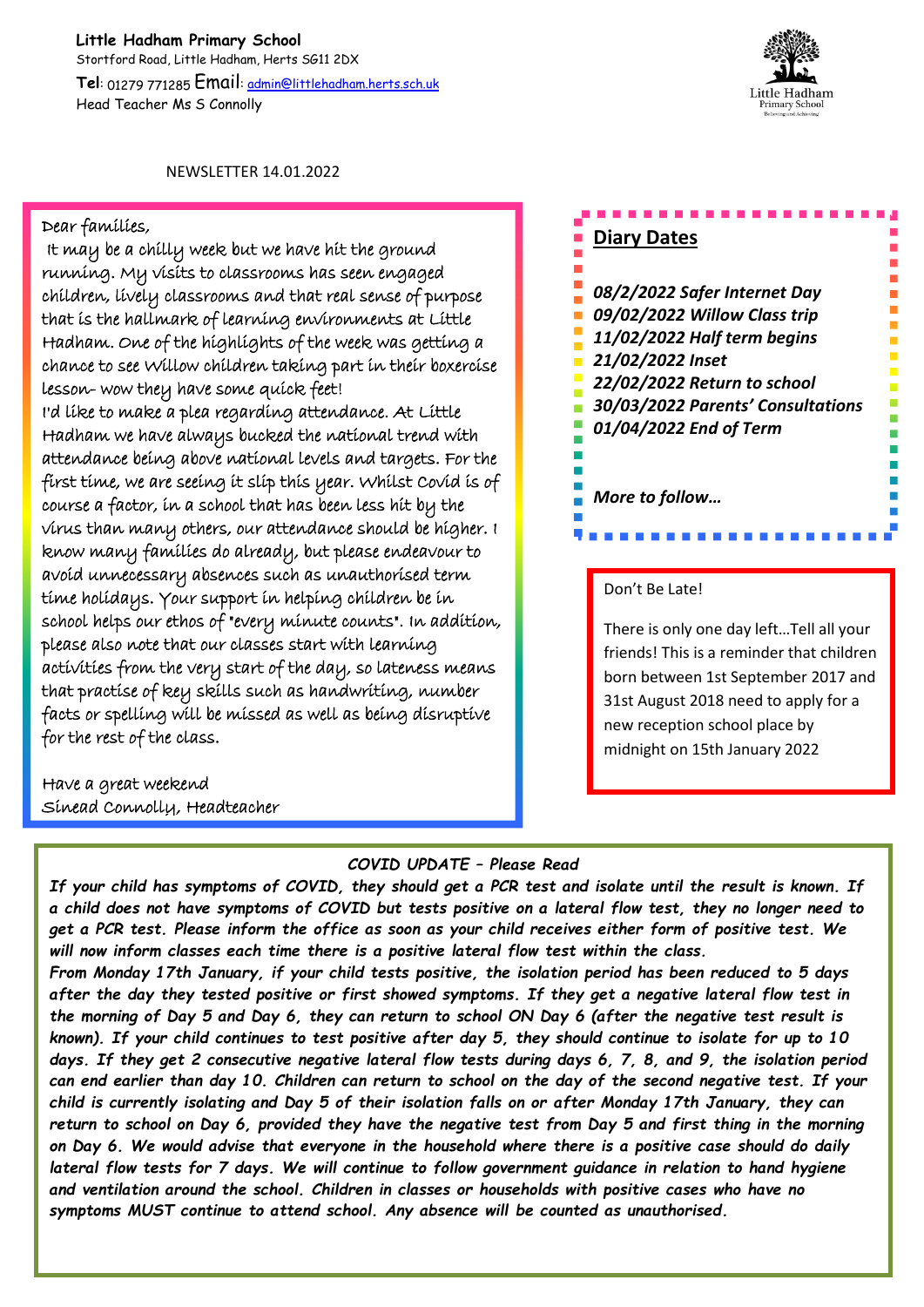**Little Hadham Primary School**
Stortford Road, Little Hadham, Herts SG11 2DX
**Tel**: 01279 771285 Email: admin@littlehadham.herts.sch.uk
Head Teacher Ms S Connolly

NEWSLETTER 14.01.2022

Dear families,

It may be a chilly week but we have hit the ground running. My visits to classrooms has seen engaged children, lively classrooms and that real sense of purpose that is the hallmark of learning environments at Little Hadham. One of the highlights of the week was getting a chance to see Willow children taking part in their boxercise lesson- wow they have some quick feet!

I'd like to make a plea regarding attendance. At Little Hadham we have always bucked the national trend with attendance being above national levels and targets. For the first time, we are seeing it slip this year. Whilst Covid is of course a factor, in a school that has been less hit by the virus than many others, our attendance should be higher. I know many families do already, but please endeavour to avoid unnecessary absences such as unauthorised term time holidays. Your support in helping children be in school helps our ethos of "every minute counts". In addition, please also note that our classes start with learning activities from the very start of the day, so lateness means that practise of key skills such as handwriting, number facts or spelling will be missed as well as being disruptive for the rest of the class.

Have a great weekend
Sinead Connolly, Headteacher

## Diary Dates

*08/2/2022 Safer Internet Day*
*09/02/2022 Willow Class trip*
*11/02/2022 Half term begins*
*21/02/2022 Inset*
*22/02/2022 Return to school*
*30/03/2022 Parents' Consultations*
*01/04/2022 End of Term*

*More to follow…*

Don't Be Late!

There is only one day left…Tell all your friends! This is a reminder that children born between 1st September 2017 and 31st August 2018 need to apply for a new reception school place by midnight on 15th January 2022

### *COVID UPDATE – Please Read*

***If your child has symptoms of COVID, they should get a PCR test and isolate until the result is known. If a child does not have symptoms of COVID but tests positive on a lateral flow test, they no longer need to get a PCR test. Please inform the office as soon as your child receives either form of positive test. We will now inform classes each time there is a positive lateral flow test within the class.***

***From Monday 17th January, if your child tests positive, the isolation period has been reduced to 5 days after the day they tested positive or first showed symptoms. If they get a negative lateral flow test in the morning of Day 5 and Day 6, they can return to school ON Day 6 (after the negative test result is known). If your child continues to test positive after day 5, they should continue to isolate for up to 10 days. If they get 2 consecutive negative lateral flow tests during days 6, 7, 8, and 9, the isolation period can end earlier than day 10. Children can return to school on the day of the second negative test. If your child is currently isolating and Day 5 of their isolation falls on or after Monday 17th January, they can return to school on Day 6, provided they have the negative test from Day 5 and first thing in the morning on Day 6. We would advise that everyone in the household where there is a positive case should do daily lateral flow tests for 7 days. We will continue to follow government guidance in relation to hand hygiene and ventilation around the school. Children in classes or households with positive cases who have no symptoms MUST continue to attend school. Any absence will be counted as unauthorised.***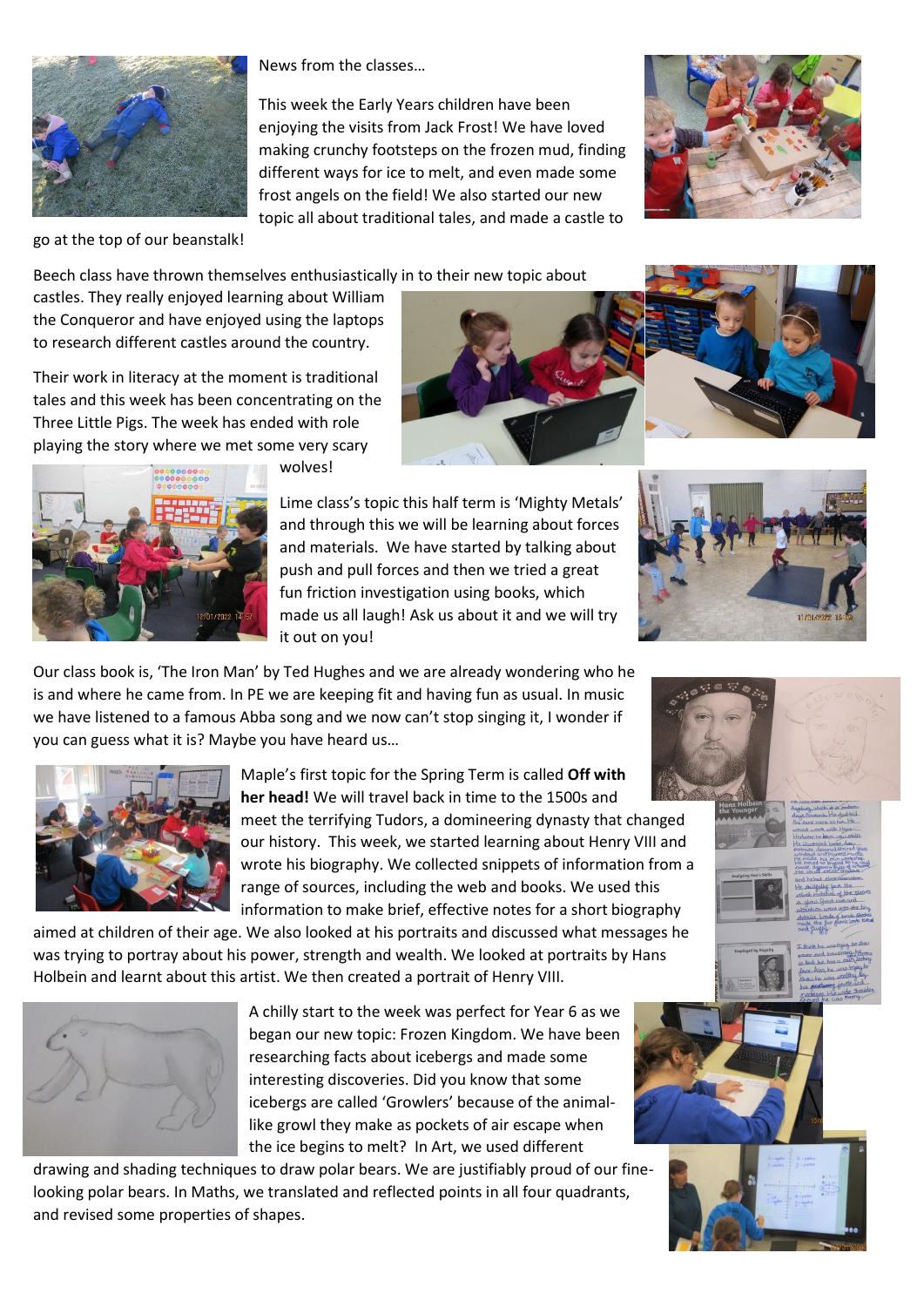News from the classes…

This week the Early Years children have been enjoying the visits from Jack Frost! We have loved making crunchy footsteps on the frozen mud, finding different ways for ice to melt, and even made some frost angels on the field! We also started our new topic all about traditional tales, and made a castle to go at the top of our beanstalk!

Beech class have thrown themselves enthusiastically in to their new topic about castles. They really enjoyed learning about William the Conqueror and have enjoyed using the laptops to research different castles around the country.

Their work in literacy at the moment is traditional tales and this week has been concentrating on the Three Little Pigs. The week has ended with role playing the story where we met some very scary wolves!

Lime class's topic this half term is 'Mighty Metals' and through this we will be learning about forces and materials. We have started by talking about push and pull forces and then we tried a great fun friction investigation using books, which made us all laugh! Ask us about it and we will try it out on you!

Our class book is, 'The Iron Man' by Ted Hughes and we are already wondering who he is and where he came from. In PE we are keeping fit and having fun as usual. In music we have listened to a famous Abba song and we now can't stop singing it, I wonder if you can guess what it is? Maybe you have heard us…

Maple's first topic for the Spring Term is called **Off with her head!** We will travel back in time to the 1500s and meet the terrifying Tudors, a domineering dynasty that changed our history. This week, we started learning about Henry VIII and wrote his biography. We collected snippets of information from a range of sources, including the web and books. We used this information to make brief, effective notes for a short biography aimed at children of their age. We also looked at his portraits and discussed what messages he was trying to portray about his power, strength and wealth. We looked at portraits by Hans Holbein and learnt about this artist. We then created a portrait of Henry VIII.

A chilly start to the week was perfect for Year 6 as we began our new topic: Frozen Kingdom. We have been researching facts about icebergs and made some interesting discoveries. Did you know that some icebergs are called 'Growlers' because of the animal-like growl they make as pockets of air escape when the ice begins to melt? In Art, we used different drawing and shading techniques to draw polar bears. We are justifiably proud of our fine-looking polar bears. In Maths, we translated and reflected points in all four quadrants, and revised some properties of shapes.